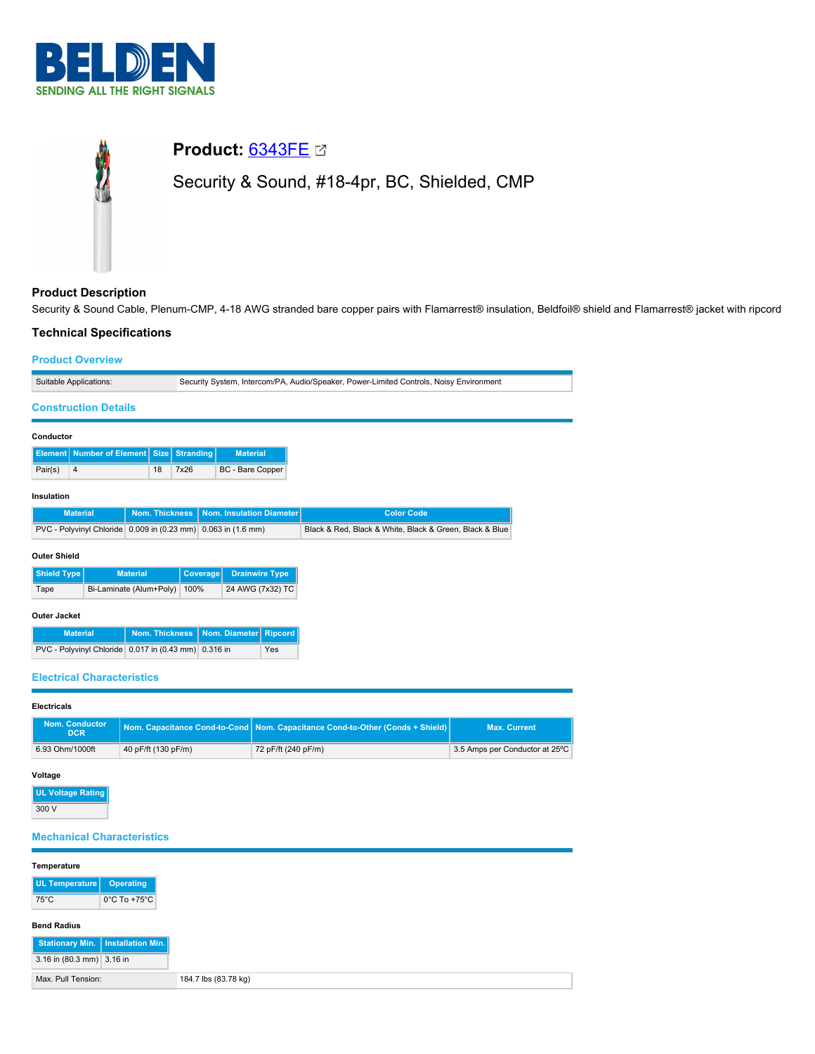# BELDEN

SENDING ALL THE RIGHT SIGNALS

## Product: 6343FE

Security & Sound, #18-4pr, BC, Shielded, CMP

### Product Description

Security & Sound Cable, Plenum-CMP, 4-18 AWG stranded bare copper pairs with Flamarrest® insulation, Beldfoil® shield and Flamarrest® jacket with ripcord

### Technical Specifications

#### Product Overview

| Suitable Applications: | Security System, Intercom/PA, Audio/Speaker, Power-Limited Controls, Noisy Environment |
|---|---|

#### Construction Details

**Conductor**

| Element | Number of Element | Size | Stranding | Material |
|---|---|---|---|---|
| Pair(s) | 4 | 18 | 7x26 | BC - Bare Copper |

**Insulation**

| Material | Nom. Thickness | Nom. Insulation Diameter | Color Code |
|---|---|---|---|
| PVC - Polyvinyl Chloride | 0.009 in (0.23 mm) | 0.063 in (1.6 mm) | Black & Red, Black & White, Black & Green, Black & Blue |

**Outer Shield**

| Shield Type | Material | Coverage | Drainwire Type |
|---|---|---|---|
| Tape | Bi-Laminate (Alum+Poly) | 100% | 24 AWG (7x32) TC |

**Outer Jacket**

| Material | Nom. Thickness | Nom. Diameter | Ripcord |
|---|---|---|---|
| PVC - Polyvinyl Chloride | 0.017 in (0.43 mm) | 0.316 in | Yes |

#### Electrical Characteristics

**Electricals**

| Nom. Conductor DCR | Nom. Capacitance Cond-to-Cond | Nom. Capacitance Cond-to-Other (Conds + Shield) | Max. Current |
|---|---|---|---|
| 6.93 Ohm/1000ft | 40 pF/ft (130 pF/m) | 72 pF/ft (240 pF/m) | 3.5 Amps per Conductor at 25ºC |

**Voltage**

| UL Voltage Rating |
|---|
| 300 V |

#### Mechanical Characteristics

**Temperature**

| UL Temperature | Operating |
|---|---|
| 75°C | 0°C To +75°C |

**Bend Radius**

| Stationary Min. | Installation Min. |
|---|---|
| 3.16 in (80.3 mm) | 3.16 in |

| Max. Pull Tension: | 184.7 lbs (83.78 kg) |
|---|---|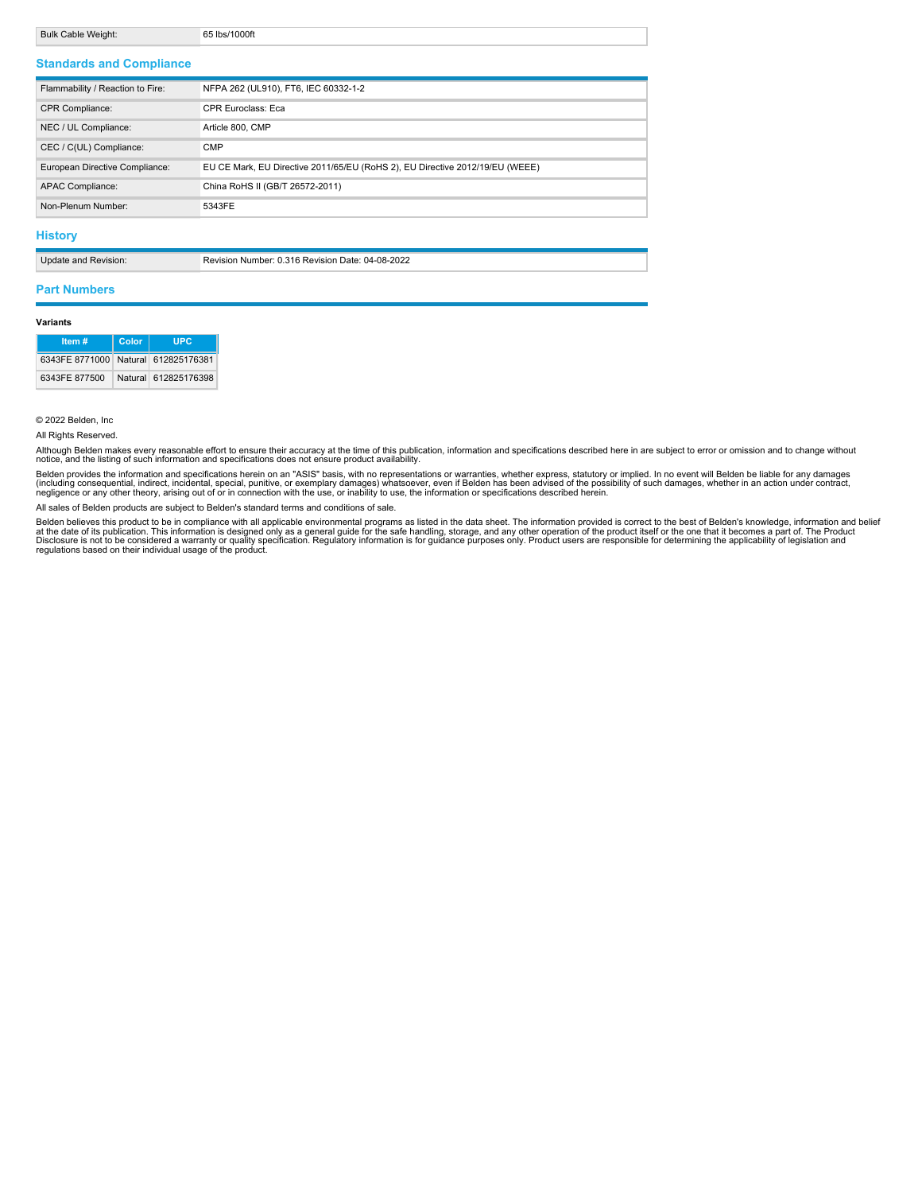| | |
|---|---|
| Bulk Cable Weight: | 65 lbs/1000ft |

## Standards and Compliance

| | |
|---|---|
| Flammability / Reaction to Fire: | NFPA 262 (UL910), FT6, IEC 60332-1-2 |
| CPR Compliance: | CPR Euroclass: Eca |
| NEC / UL Compliance: | Article 800, CMP |
| CEC / C(UL) Compliance: | CMP |
| European Directive Compliance: | EU CE Mark, EU Directive 2011/65/EU (RoHS 2), EU Directive 2012/19/EU (WEEE) |
| APAC Compliance: | China RoHS II (GB/T 26572-2011) |
| Non-Plenum Number: | 5343FE |

## History

| | |
|---|---|
| Update and Revision: | Revision Number: 0.316 Revision Date: 04-08-2022 |

## Part Numbers

**Variants**

| Item # | Color | UPC |
|---|---|---|
| 6343FE 8771000 | Natural | 612825176381 |
| 6343FE 877500 | Natural | 612825176398 |

© 2022 Belden, Inc

All Rights Reserved.

Although Belden makes every reasonable effort to ensure their accuracy at the time of this publication, information and specifications described here in are subject to error or omission and to change without notice, and the listing of such information and specifications does not ensure product availability.

Belden provides the information and specifications herein on an "ASIS" basis, with no representations or warranties, whether express, statutory or implied. In no event will Belden be liable for any damages (including consequential, indirect, incidental, special, punitive, or exemplary damages) whatsoever, even if Belden has been advised of the possibility of such damages, whether in an action under contract, negligence or any other theory, arising out of or in connection with the use, or inability to use, the information or specifications described herein.

All sales of Belden products are subject to Belden's standard terms and conditions of sale.

Belden believes this product to be in compliance with all applicable environmental programs as listed in the data sheet. The information provided is correct to the best of Belden's knowledge, information and belief at the date of its publication. This information is designed only as a general guide for the safe handling, storage, and any other operation of the product itself or the one that it becomes a part of. The Product Disclosure is not to be considered a warranty or quality specification. Regulatory information is for guidance purposes only. Product users are responsible for determining the applicability of legislation and regulations based on their individual usage of the product.